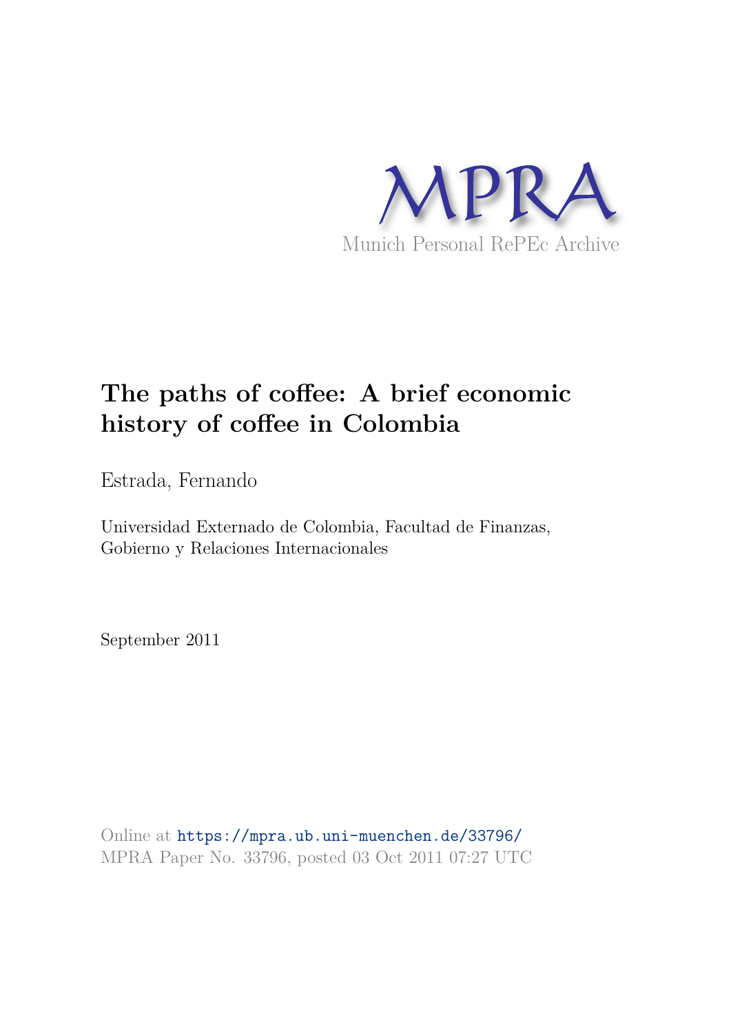MPRA

Munich Personal RePEc Archive

# The paths of coffee: A brief economic history of coffee in Colombia

Estrada, Fernando

Universidad Externado de Colombia, Facultad de Finanzas, Gobierno y Relaciones Internacionales

September 2011

Online at https://mpra.ub.uni-muenchen.de/33796/
MPRA Paper No. 33796, posted 03 Oct 2011 07:27 UTC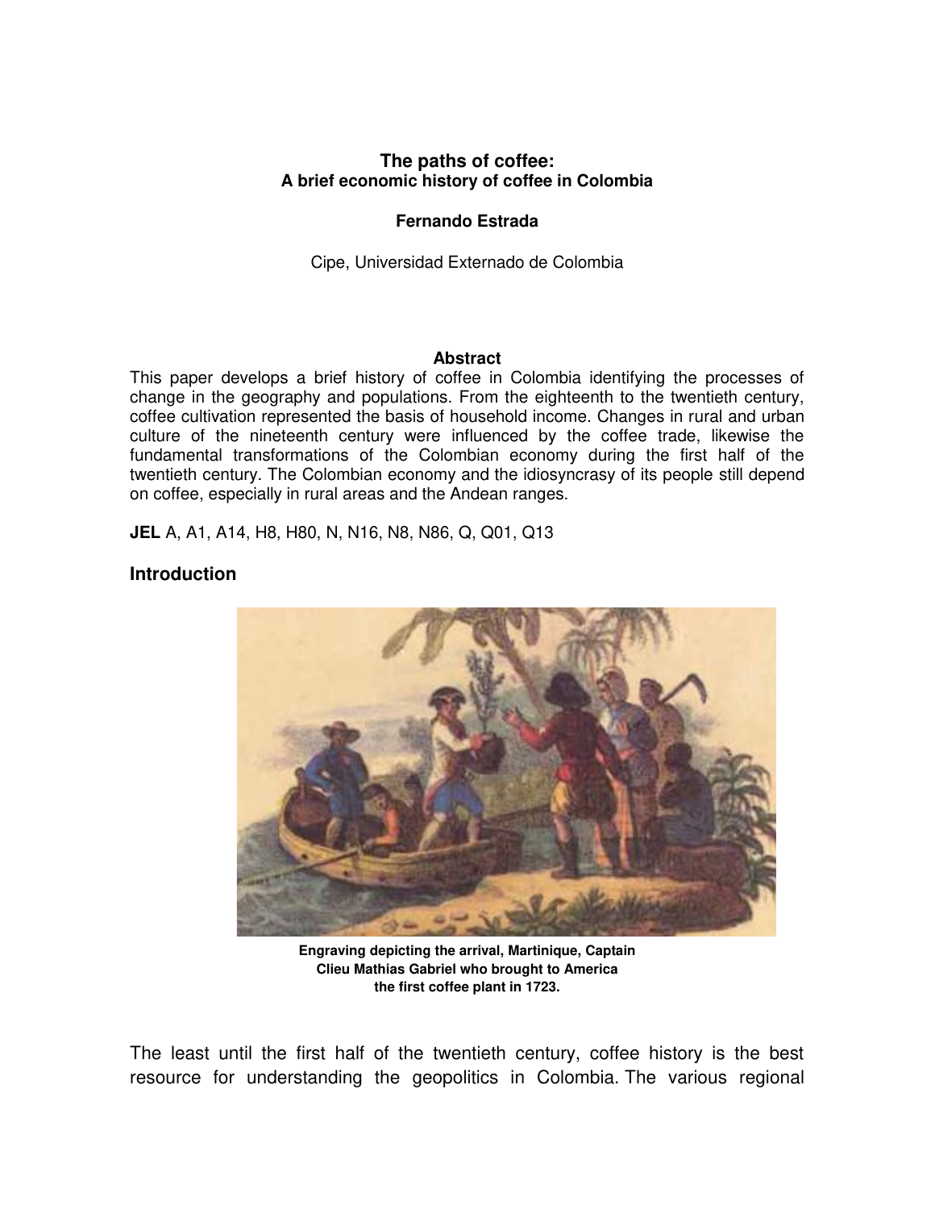**The paths of coffee:**
**A brief economic history of coffee in Colombia**

**Fernando Estrada**

Cipe, Universidad Externado de Colombia

**Abstract**

This paper develops a brief history of coffee in Colombia identifying the processes of change in the geography and populations. From the eighteenth to the twentieth century, coffee cultivation represented the basis of household income. Changes in rural and urban culture of the nineteenth century were influenced by the coffee trade, likewise the fundamental transformations of the Colombian economy during the first half of the twentieth century. The Colombian economy and the idiosyncrasy of its people still depend on coffee, especially in rural areas and the Andean ranges.

**JEL** A, A1, A14, H8, H80, N, N16, N8, N86, Q, Q01, Q13

## Introduction

**Engraving depicting the arrival, Martinique, Captain Clieu Mathias Gabriel who brought to America the first coffee plant in 1723.**

The least until the first half of the twentieth century, coffee history is the best resource for understanding the geopolitics in Colombia. The various regional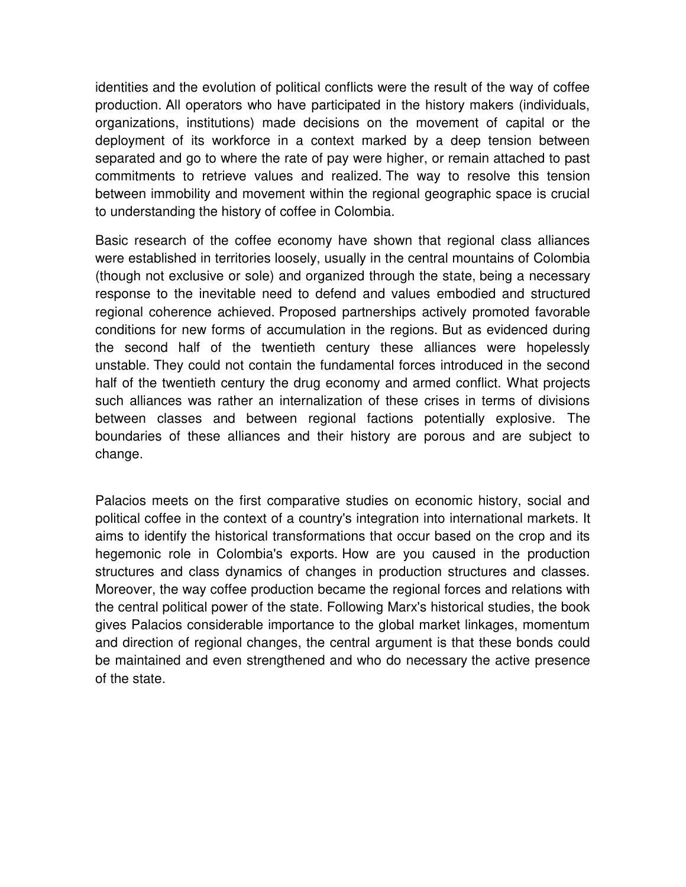identities and the evolution of political conflicts were the result of the way of coffee production. All operators who have participated in the history makers (individuals, organizations, institutions) made decisions on the movement of capital or the deployment of its workforce in a context marked by a deep tension between separated and go to where the rate of pay were higher, or remain attached to past commitments to retrieve values and realized. The way to resolve this tension between immobility and movement within the regional geographic space is crucial to understanding the history of coffee in Colombia.

Basic research of the coffee economy have shown that regional class alliances were established in territories loosely, usually in the central mountains of Colombia (though not exclusive or sole) and organized through the state, being a necessary response to the inevitable need to defend and values embodied and structured regional coherence achieved. Proposed partnerships actively promoted favorable conditions for new forms of accumulation in the regions. But as evidenced during the second half of the twentieth century these alliances were hopelessly unstable. They could not contain the fundamental forces introduced in the second half of the twentieth century the drug economy and armed conflict. What projects such alliances was rather an internalization of these crises in terms of divisions between classes and between regional factions potentially explosive. The boundaries of these alliances and their history are porous and are subject to change.

Palacios meets on the first comparative studies on economic history, social and political coffee in the context of a country's integration into international markets. It aims to identify the historical transformations that occur based on the crop and its hegemonic role in Colombia's exports. How are you caused in the production structures and class dynamics of changes in production structures and classes. Moreover, the way coffee production became the regional forces and relations with the central political power of the state. Following Marx's historical studies, the book gives Palacios considerable importance to the global market linkages, momentum and direction of regional changes, the central argument is that these bonds could be maintained and even strengthened and who do necessary the active presence of the state.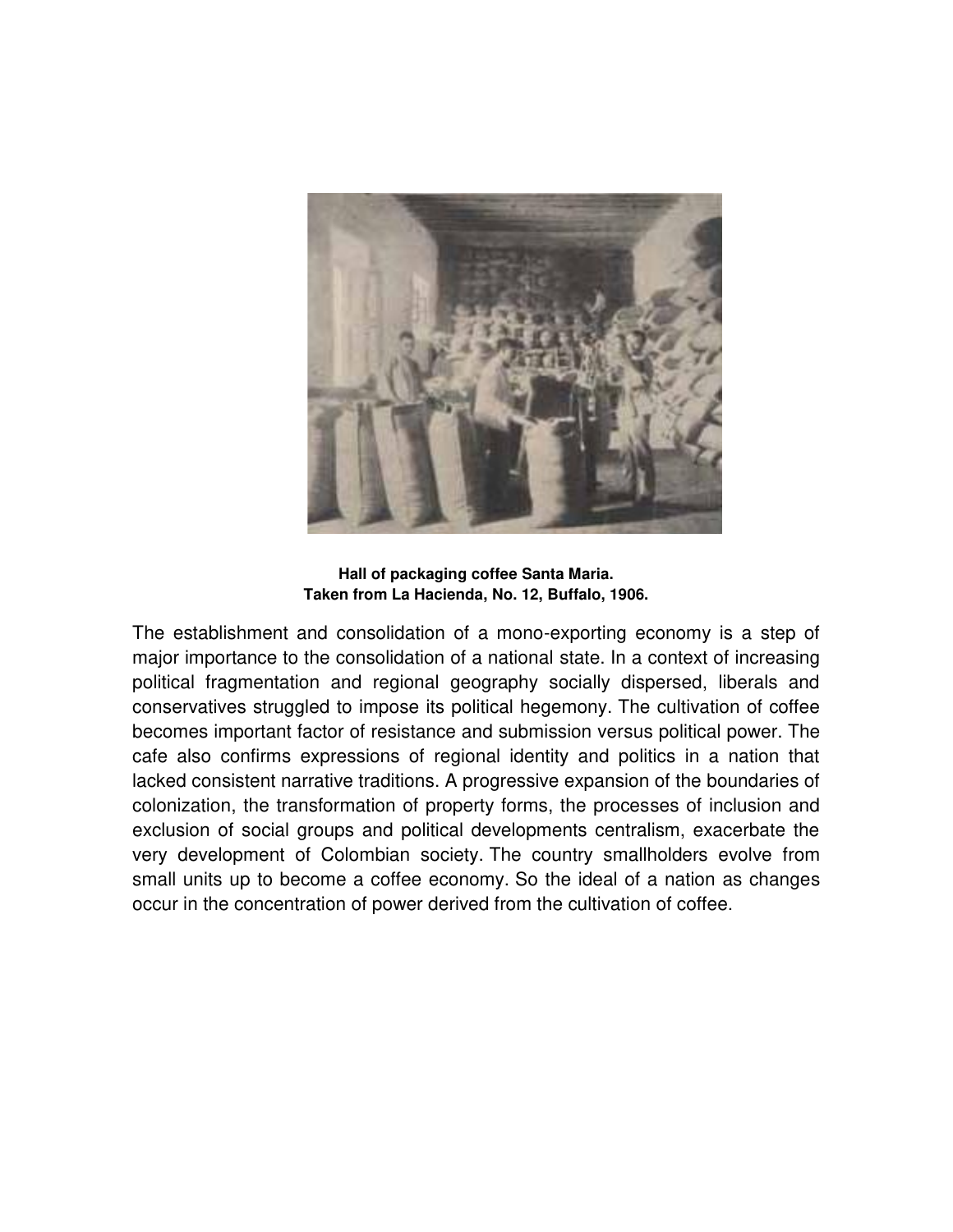**Hall of packaging coffee Santa Maria.**
**Taken from La Hacienda, No. 12, Buffalo, 1906.**

The establishment and consolidation of a mono-exporting economy is a step of major importance to the consolidation of a national state. In a context of increasing political fragmentation and regional geography socially dispersed, liberals and conservatives struggled to impose its political hegemony. The cultivation of coffee becomes important factor of resistance and submission versus political power. The cafe also confirms expressions of regional identity and politics in a nation that lacked consistent narrative traditions. A progressive expansion of the boundaries of colonization, the transformation of property forms, the processes of inclusion and exclusion of social groups and political developments centralism, exacerbate the very development of Colombian society. The country smallholders evolve from small units up to become a coffee economy. So the ideal of a nation as changes occur in the concentration of power derived from the cultivation of coffee.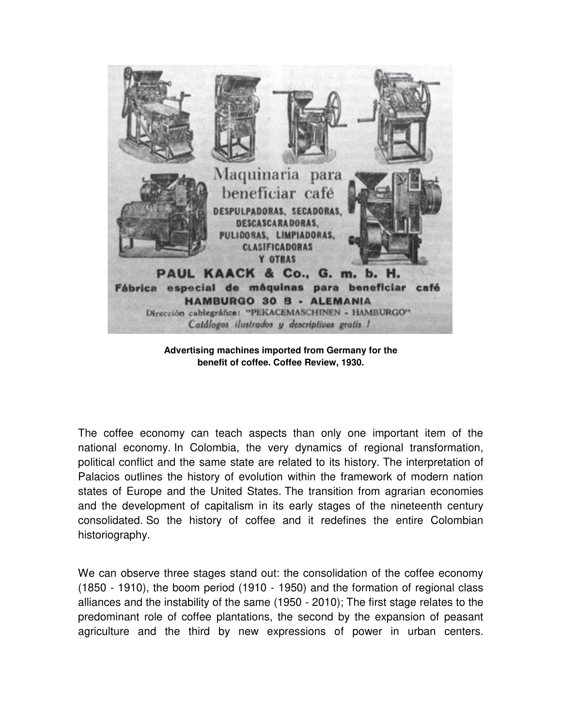Advertising machines imported from Germany for the benefit of coffee. Coffee Review, 1930.

The coffee economy can teach aspects than only one important item of the national economy. In Colombia, the very dynamics of regional transformation, political conflict and the same state are related to its history. The interpretation of Palacios outlines the history of evolution within the framework of modern nation states of Europe and the United States. The transition from agrarian economies and the development of capitalism in its early stages of the nineteenth century consolidated. So the history of coffee and it redefines the entire Colombian historiography.

We can observe three stages stand out: the consolidation of the coffee economy (1850 - 1910), the boom period (1910 - 1950) and the formation of regional class alliances and the instability of the same (1950 - 2010); The first stage relates to the predominant role of coffee plantations, the second by the expansion of peasant agriculture and the third by new expressions of power in urban centers.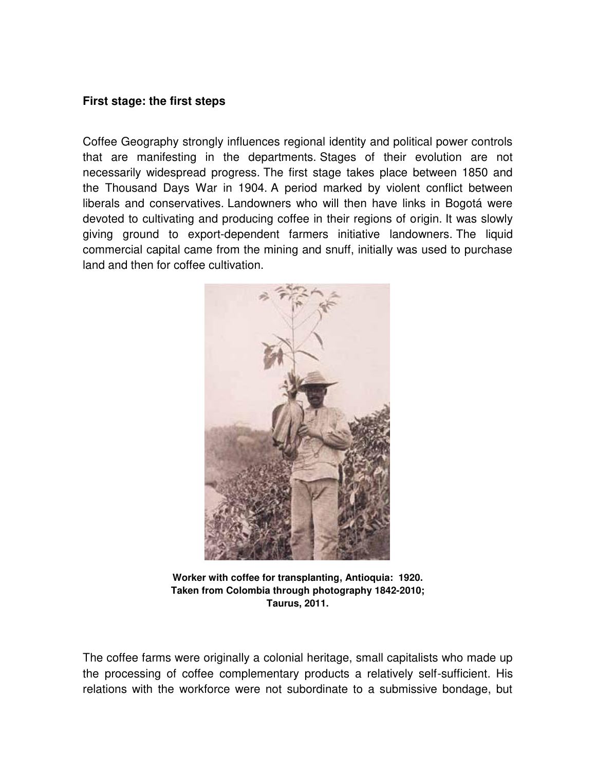**First stage: the first steps**

Coffee Geography strongly influences regional identity and political power controls that are manifesting in the departments. Stages of their evolution are not necessarily widespread progress. The first stage takes place between 1850 and the Thousand Days War in 1904. A period marked by violent conflict between liberals and conservatives. Landowners who will then have links in Bogotá were devoted to cultivating and producing coffee in their regions of origin. It was slowly giving ground to export-dependent farmers initiative landowners. The liquid commercial capital came from the mining and snuff, initially was used to purchase land and then for coffee cultivation.

**Worker with coffee for transplanting, Antioquia: 1920. Taken from Colombia through photography 1842-2010; Taurus, 2011.**

The coffee farms were originally a colonial heritage, small capitalists who made up the processing of coffee complementary products a relatively self-sufficient. His relations with the workforce were not subordinate to a submissive bondage, but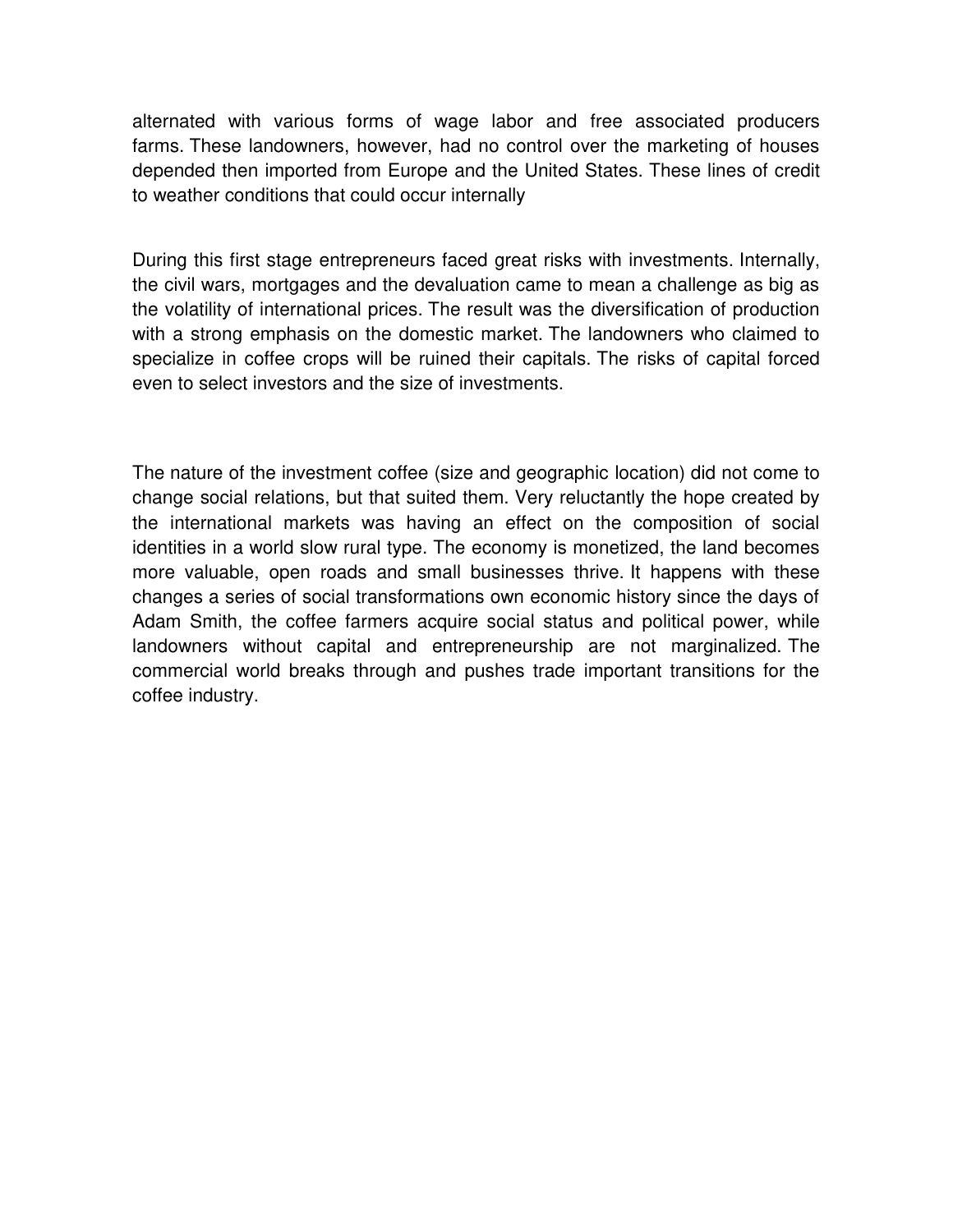alternated with various forms of wage labor and free associated producers farms. These landowners, however, had no control over the marketing of houses depended then imported from Europe and the United States. These lines of credit to weather conditions that could occur internally

During this first stage entrepreneurs faced great risks with investments. Internally, the civil wars, mortgages and the devaluation came to mean a challenge as big as the volatility of international prices. The result was the diversification of production with a strong emphasis on the domestic market. The landowners who claimed to specialize in coffee crops will be ruined their capitals. The risks of capital forced even to select investors and the size of investments.

The nature of the investment coffee (size and geographic location) did not come to change social relations, but that suited them. Very reluctantly the hope created by the international markets was having an effect on the composition of social identities in a world slow rural type. The economy is monetized, the land becomes more valuable, open roads and small businesses thrive. It happens with these changes a series of social transformations own economic history since the days of Adam Smith, the coffee farmers acquire social status and political power, while landowners without capital and entrepreneurship are not marginalized. The commercial world breaks through and pushes trade important transitions for the coffee industry.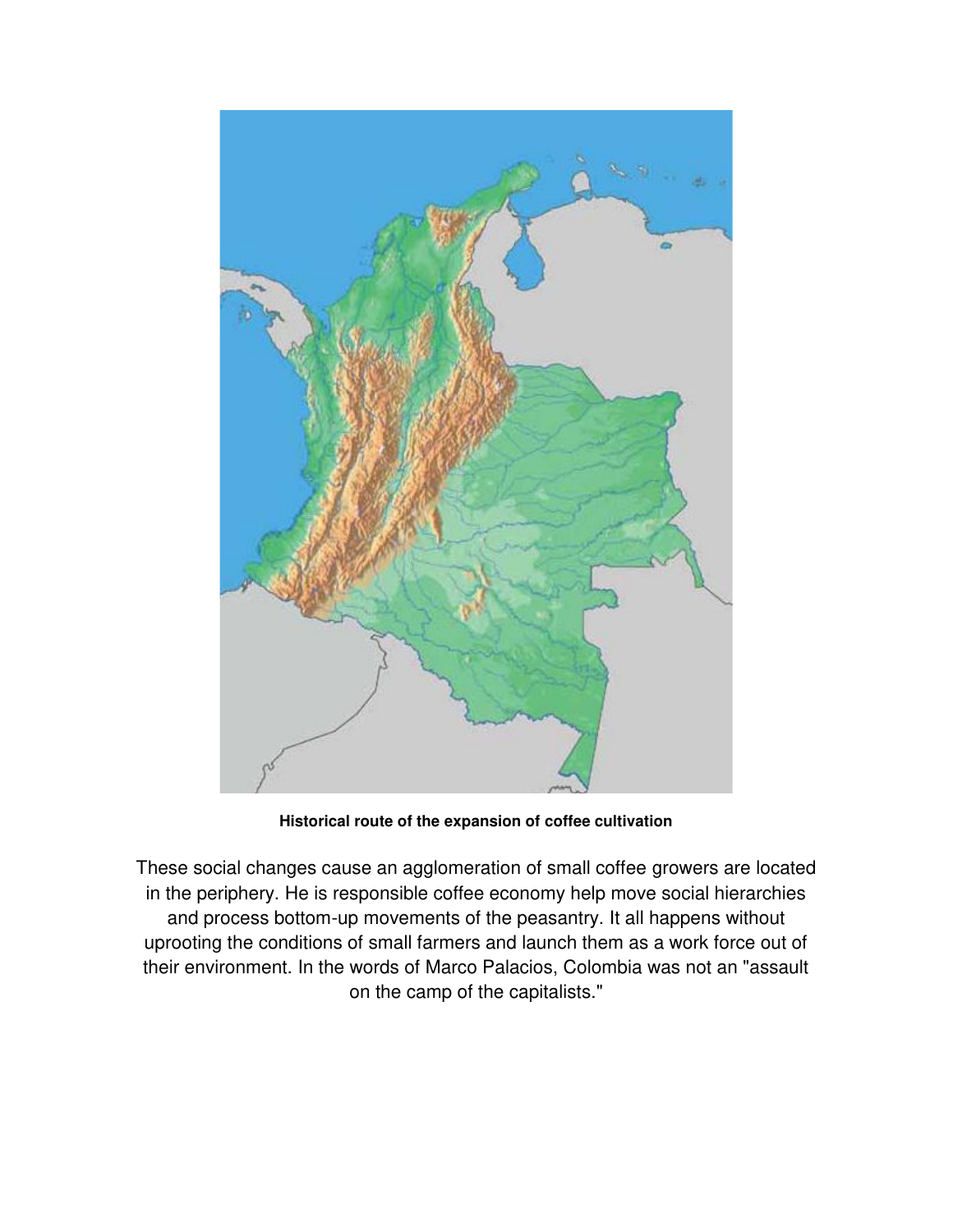**Historical route of the expansion of coffee cultivation**

These social changes cause an agglomeration of small coffee growers are located in the periphery. He is responsible coffee economy help move social hierarchies and process bottom-up movements of the peasantry. It all happens without uprooting the conditions of small farmers and launch them as a work force out of their environment. In the words of Marco Palacios, Colombia was not an "assault on the camp of the capitalists."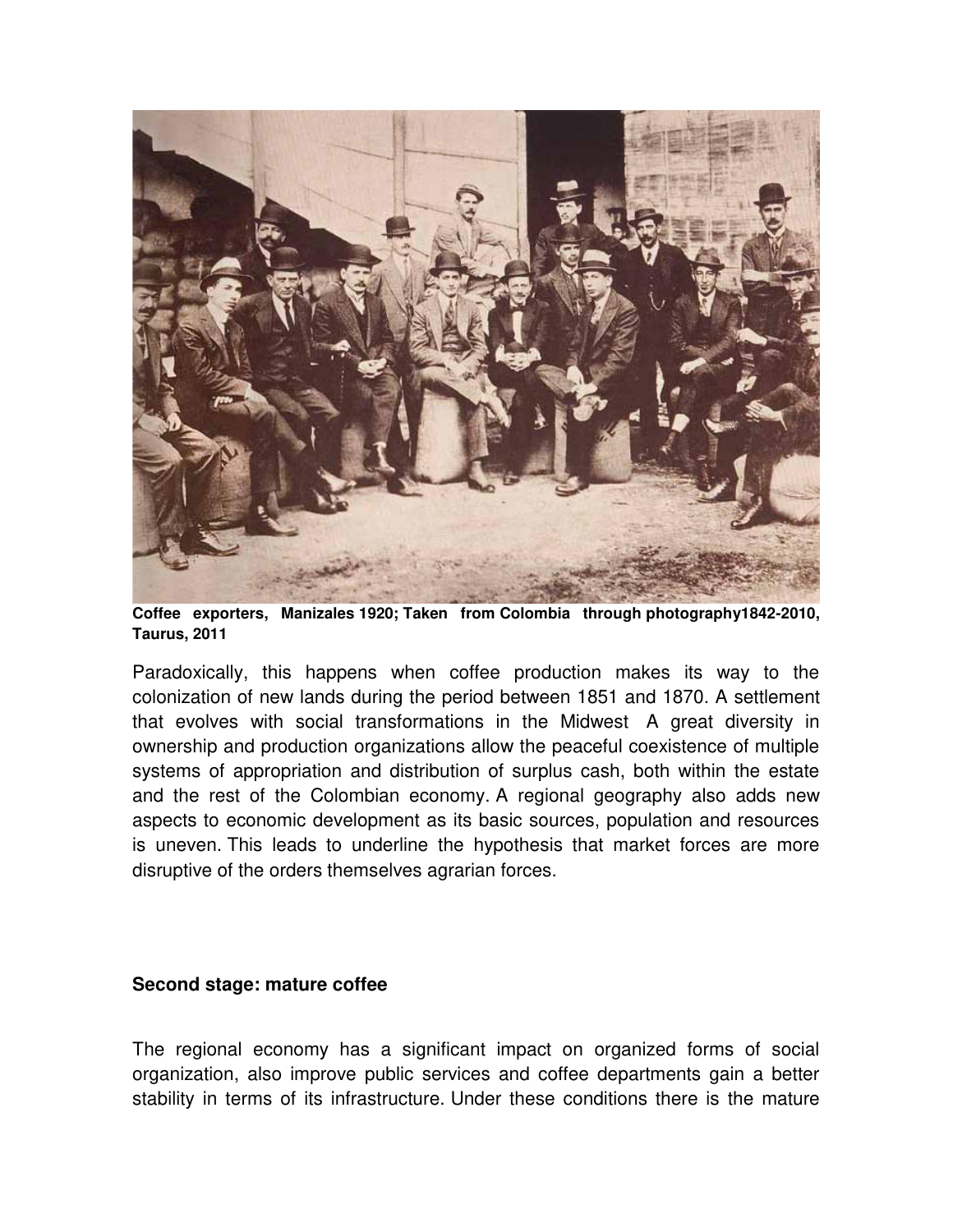**Coffee exporters, Manizales 1920; Taken from Colombia through photography1842-2010, Taurus, 2011**

Paradoxically, this happens when coffee production makes its way to the colonization of new lands during the period between 1851 and 1870. A settlement that evolves with social transformations in the Midwest A great diversity in ownership and production organizations allow the peaceful coexistence of multiple systems of appropriation and distribution of surplus cash, both within the estate and the rest of the Colombian economy. A regional geography also adds new aspects to economic development as its basic sources, population and resources is uneven. This leads to underline the hypothesis that market forces are more disruptive of the orders themselves agrarian forces.

**Second stage: mature coffee**

The regional economy has a significant impact on organized forms of social organization, also improve public services and coffee departments gain a better stability in terms of its infrastructure. Under these conditions there is the mature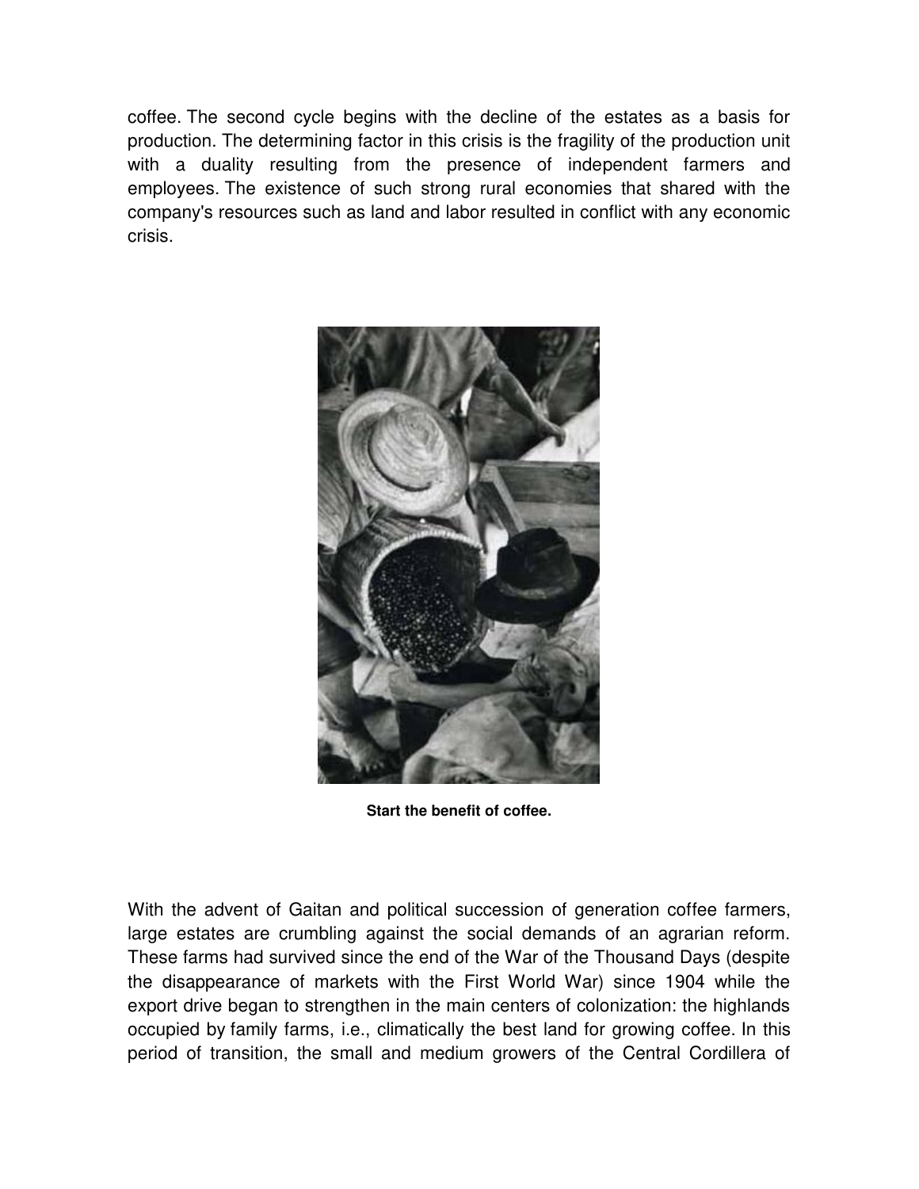coffee. The second cycle begins with the decline of the estates as a basis for production. The determining factor in this crisis is the fragility of the production unit with a duality resulting from the presence of independent farmers and employees. The existence of such strong rural economies that shared with the company's resources such as land and labor resulted in conflict with any economic crisis.

**Start the benefit of coffee.**

With the advent of Gaitan and political succession of generation coffee farmers, large estates are crumbling against the social demands of an agrarian reform. These farms had survived since the end of the War of the Thousand Days (despite the disappearance of markets with the First World War) since 1904 while the export drive began to strengthen in the main centers of colonization: the highlands occupied by family farms, i.e., climatically the best land for growing coffee. In this period of transition, the small and medium growers of the Central Cordillera of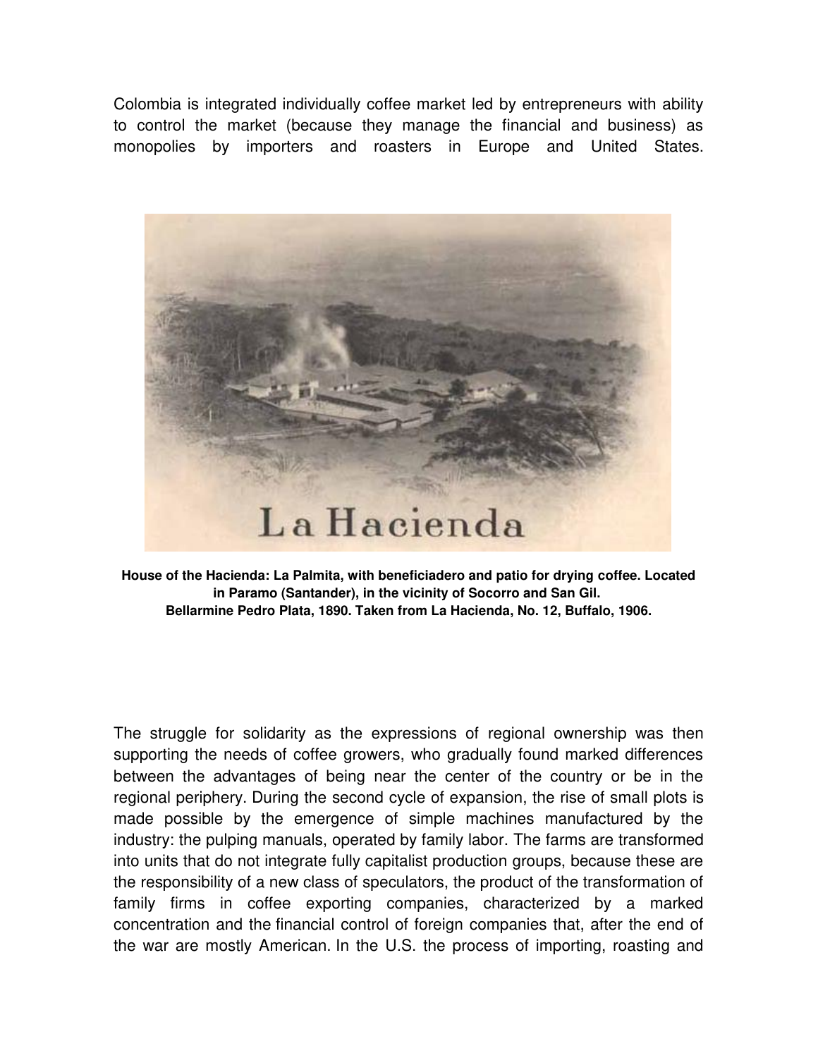Colombia is integrated individually coffee market led by entrepreneurs with ability to control the market (because they manage the financial and business) as monopolies by importers and roasters in Europe and United States.

**House of the Hacienda: La Palmita, with beneficiadero and patio for drying coffee. Located in Paramo (Santander), in the vicinity of Socorro and San Gil.**
**Bellarmine Pedro Plata, 1890. Taken from La Hacienda, No. 12, Buffalo, 1906.**

The struggle for solidarity as the expressions of regional ownership was then supporting the needs of coffee growers, who gradually found marked differences between the advantages of being near the center of the country or be in the regional periphery. During the second cycle of expansion, the rise of small plots is made possible by the emergence of simple machines manufactured by the industry: the pulping manuals, operated by family labor. The farms are transformed into units that do not integrate fully capitalist production groups, because these are the responsibility of a new class of speculators, the product of the transformation of family firms in coffee exporting companies, characterized by a marked concentration and the financial control of foreign companies that, after the end of the war are mostly American. In the U.S. the process of importing, roasting and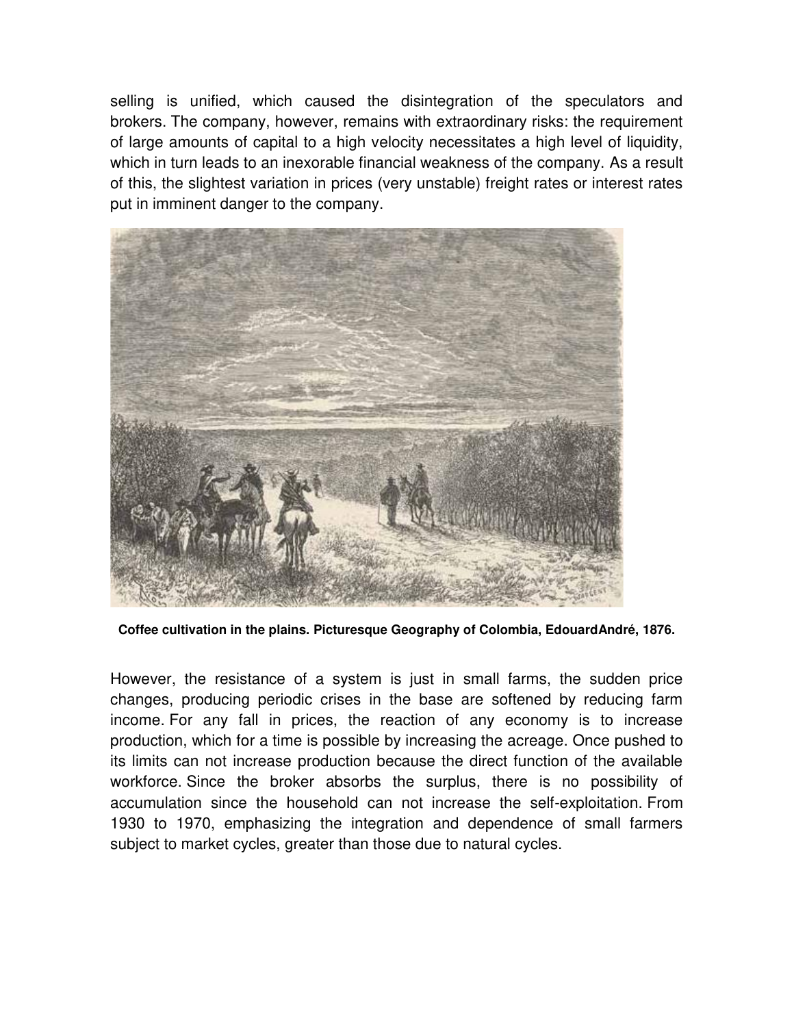selling is unified, which caused the disintegration of the speculators and brokers. The company, however, remains with extraordinary risks: the requirement of large amounts of capital to a high velocity necessitates a high level of liquidity, which in turn leads to an inexorable financial weakness of the company. As a result of this, the slightest variation in prices (very unstable) freight rates or interest rates put in imminent danger to the company.

**Coffee cultivation in the plains. Picturesque Geography of Colombia, EdouardAndré, 1876.**

However, the resistance of a system is just in small farms, the sudden price changes, producing periodic crises in the base are softened by reducing farm income. For any fall in prices, the reaction of any economy is to increase production, which for a time is possible by increasing the acreage. Once pushed to its limits can not increase production because the direct function of the available workforce. Since the broker absorbs the surplus, there is no possibility of accumulation since the household can not increase the self-exploitation. From 1930 to 1970, emphasizing the integration and dependence of small farmers subject to market cycles, greater than those due to natural cycles.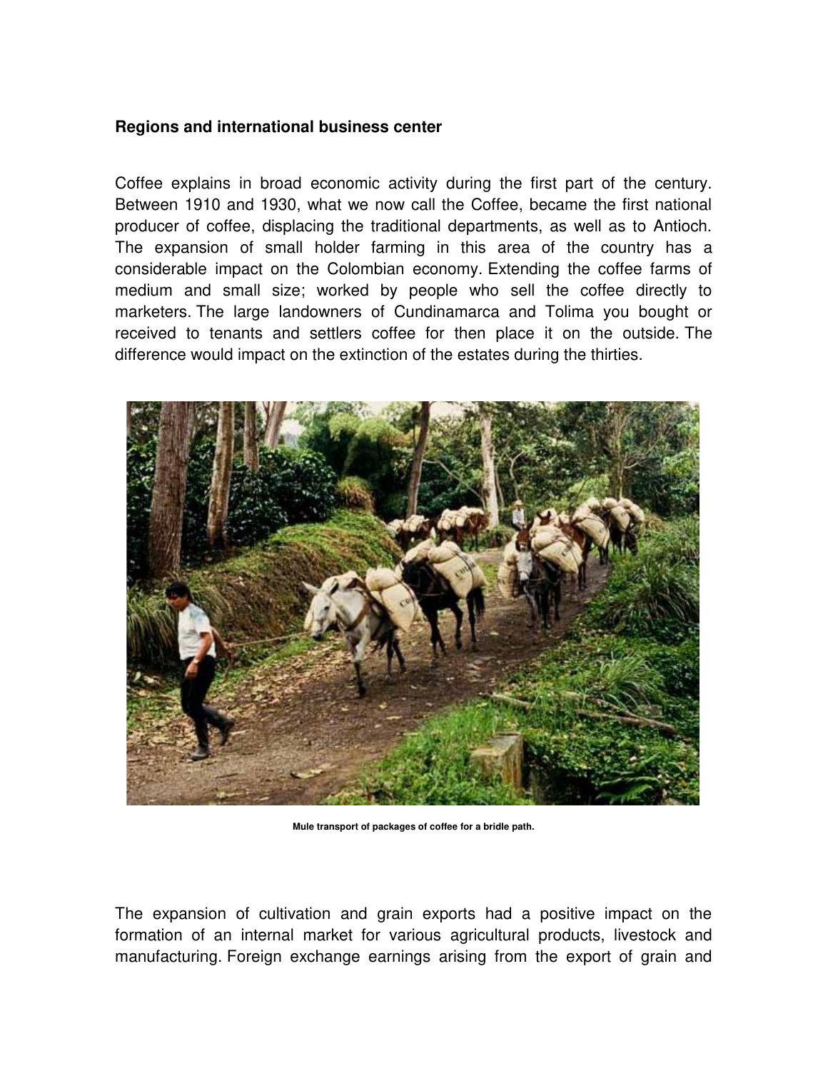**Regions and international business center**

Coffee explains in broad economic activity during the first part of the century. Between 1910 and 1930, what we now call the Coffee, became the first national producer of coffee, displacing the traditional departments, as well as to Antioch. The expansion of small holder farming in this area of the country has a considerable impact on the Colombian economy. Extending the coffee farms of medium and small size; worked by people who sell the coffee directly to marketers. The large landowners of Cundinamarca and Tolima you bought or received to tenants and settlers coffee for then place it on the outside. The difference would impact on the extinction of the estates during the thirties.

**Mule transport of packages of coffee for a bridle path.**

The expansion of cultivation and grain exports had a positive impact on the formation of an internal market for various agricultural products, livestock and manufacturing. Foreign exchange earnings arising from the export of grain and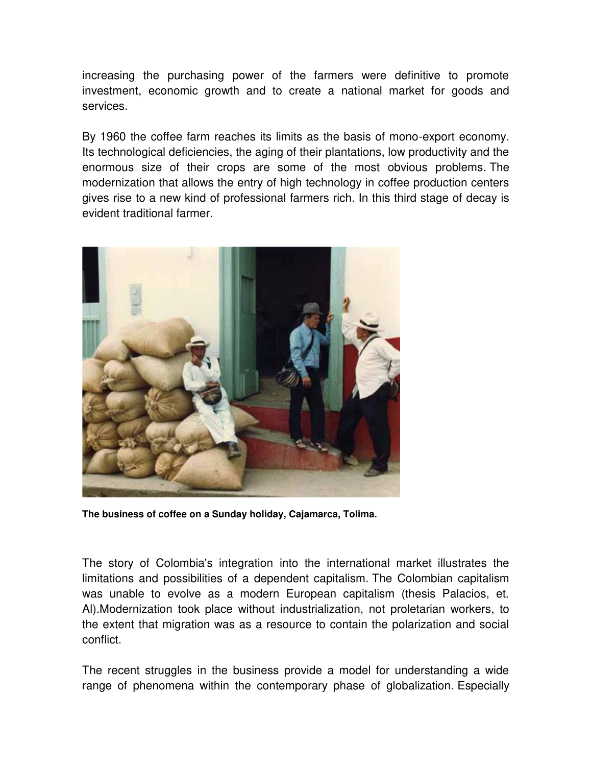increasing the purchasing power of the farmers were definitive to promote investment, economic growth and to create a national market for goods and services.

By 1960 the coffee farm reaches its limits as the basis of mono-export economy. Its technological deficiencies, the aging of their plantations, low productivity and the enormous size of their crops are some of the most obvious problems. The modernization that allows the entry of high technology in coffee production centers gives rise to a new kind of professional farmers rich. In this third stage of decay is evident traditional farmer.

**The business of coffee on a Sunday holiday, Cajamarca, Tolima.**

The story of Colombia's integration into the international market illustrates the limitations and possibilities of a dependent capitalism. The Colombian capitalism was unable to evolve as a modern European capitalism (thesis Palacios, et. Al).Modernization took place without industrialization, not proletarian workers, to the extent that migration was as a resource to contain the polarization and social conflict.

The recent struggles in the business provide a model for understanding a wide range of phenomena within the contemporary phase of globalization. Especially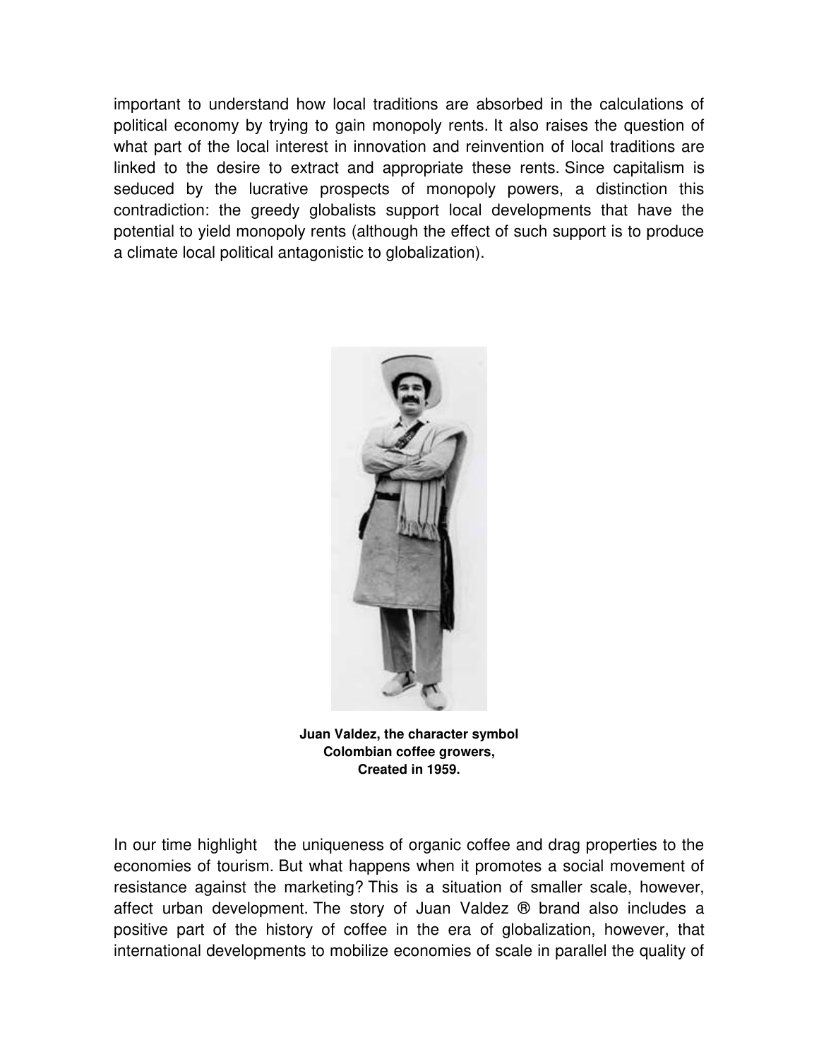important to understand how local traditions are absorbed in the calculations of political economy by trying to gain monopoly rents. It also raises the question of what part of the local interest in innovation and reinvention of local traditions are linked to the desire to extract and appropriate these rents. Since capitalism is seduced by the lucrative prospects of monopoly powers, a distinction this contradiction: the greedy globalists support local developments that have the potential to yield monopoly rents (although the effect of such support is to produce a climate local political antagonistic to globalization).

**Juan Valdez, the character symbol Colombian coffee growers, Created in 1959.**

In our time highlight the uniqueness of organic coffee and drag properties to the economies of tourism. But what happens when it promotes a social movement of resistance against the marketing? This is a situation of smaller scale, however, affect urban development. The story of Juan Valdez ® brand also includes a positive part of the history of coffee in the era of globalization, however, that international developments to mobilize economies of scale in parallel the quality of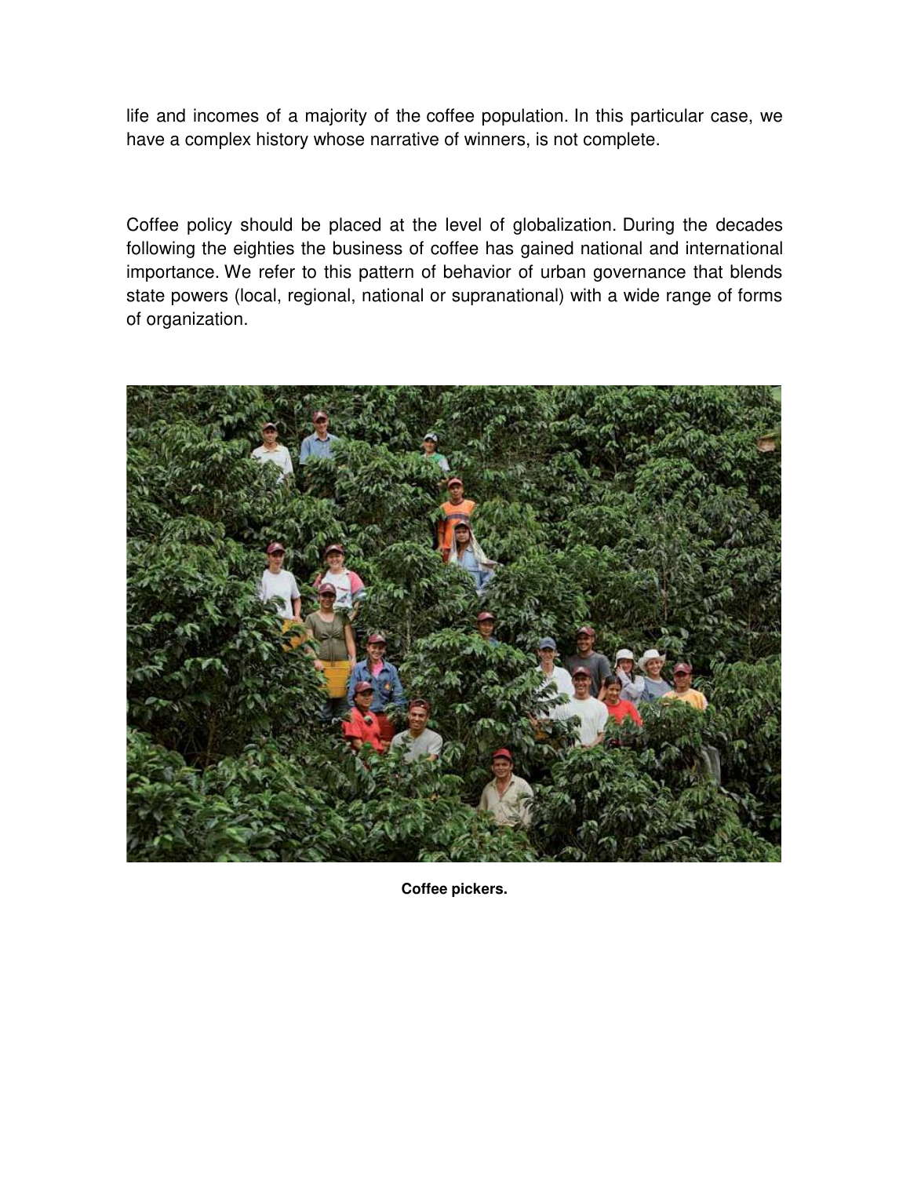life and incomes of a majority of the coffee population. In this particular case, we have a complex history whose narrative of winners, is not complete.

Coffee policy should be placed at the level of globalization. During the decades following the eighties the business of coffee has gained national and international importance. We refer to this pattern of behavior of urban governance that blends state powers (local, regional, national or supranational) with a wide range of forms of organization.

**Coffee pickers.**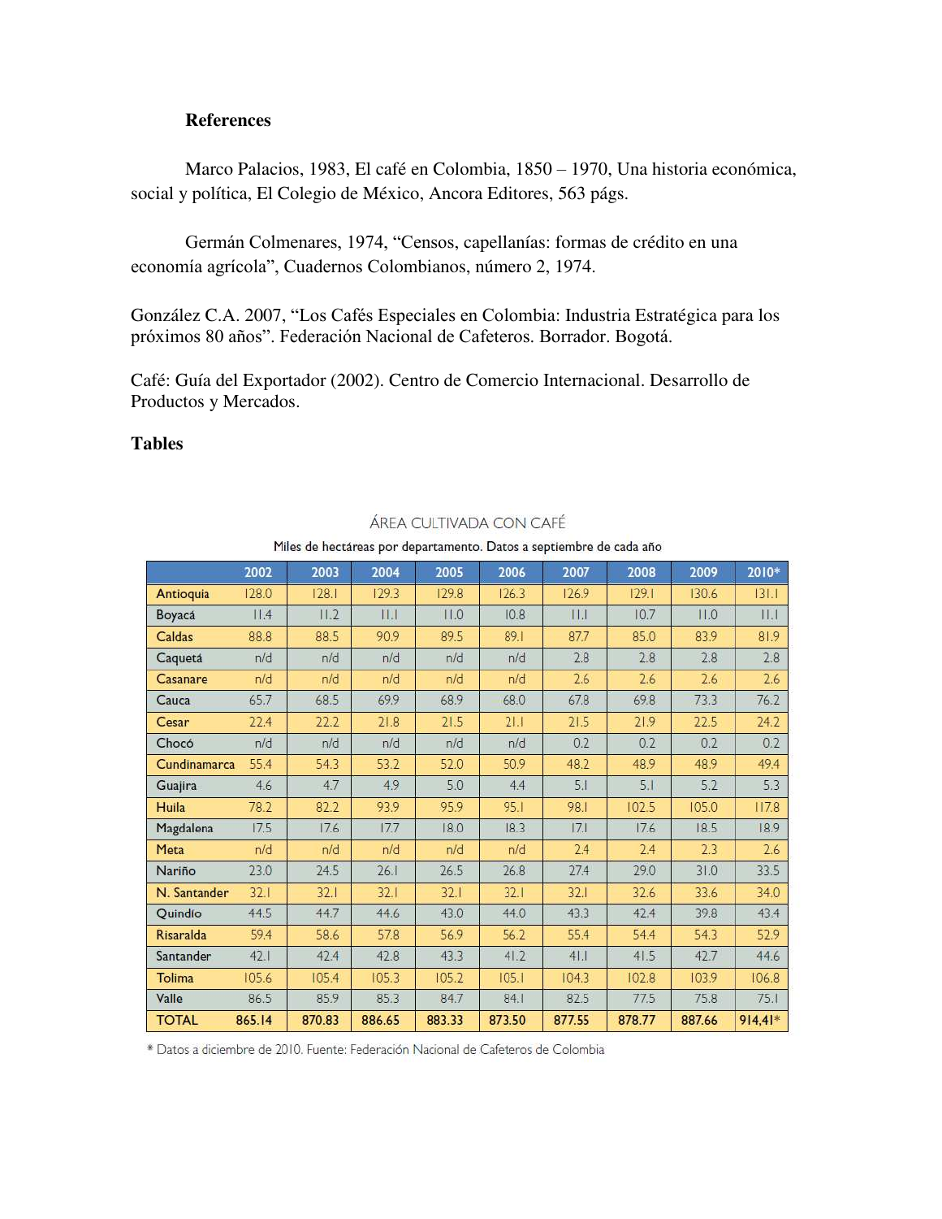## References

Marco Palacios, 1983, El café en Colombia, 1850 – 1970, Una historia económica, social y política, El Colegio de México, Ancora Editores, 563 págs.

Germán Colmenares, 1974, "Censos, capellanías: formas de crédito en una economía agrícola", Cuadernos Colombianos, número 2, 1974.

González C.A. 2007, "Los Cafés Especiales en Colombia: Industria Estratégica para los próximos 80 años". Federación Nacional de Cafeteros. Borrador. Bogotá.

Café: Guía del Exportador (2002). Centro de Comercio Internacional. Desarrollo de Productos y Mercados.

## Tables

ÁREA CULTIVADA CON CAFÉ

Miles de hectáreas por departamento. Datos a septiembre de cada año

| | 2002 | 2003 | 2004 | 2005 | 2006 | 2007 | 2008 | 2009 | 2010* |
|---|---|---|---|---|---|---|---|---|---|
| Antioquia | 128.0 | 128.1 | 129.3 | 129.8 | 126.3 | 126.9 | 129.1 | 130.6 | 131.1 |
| Boyacá | 11.4 | 11.2 | 11.1 | 11.0 | 10.8 | 11.1 | 10.7 | 11.0 | 11.1 |
| Caldas | 88.8 | 88.5 | 90.9 | 89.5 | 89.1 | 87.7 | 85.0 | 83.9 | 81.9 |
| Caquetá | n/d | n/d | n/d | n/d | n/d | 2.8 | 2.8 | 2.8 | 2.8 |
| Casanare | n/d | n/d | n/d | n/d | n/d | 2.6 | 2.6 | 2.6 | 2.6 |
| Cauca | 65.7 | 68.5 | 69.9 | 68.9 | 68.0 | 67.8 | 69.8 | 73.3 | 76.2 |
| Cesar | 22.4 | 22.2 | 21.8 | 21.5 | 21.1 | 21.5 | 21.9 | 22.5 | 24.2 |
| Chocó | n/d | n/d | n/d | n/d | n/d | 0.2 | 0.2 | 0.2 | 0.2 |
| Cundinamarca | 55.4 | 54.3 | 53.2 | 52.0 | 50.9 | 48.2 | 48.9 | 48.9 | 49.4 |
| Guajira | 4.6 | 4.7 | 4.9 | 5.0 | 4.4 | 5.1 | 5.1 | 5.2 | 5.3 |
| Huila | 78.2 | 82.2 | 93.9 | 95.9 | 95.1 | 98.1 | 102.5 | 105.0 | 117.8 |
| Magdalena | 17.5 | 17.6 | 17.7 | 18.0 | 18.3 | 17.1 | 17.6 | 18.5 | 18.9 |
| Meta | n/d | n/d | n/d | n/d | n/d | 2.4 | 2.4 | 2.3 | 2.6 |
| Nariño | 23.0 | 24.5 | 26.1 | 26.5 | 26.8 | 27.4 | 29.0 | 31.0 | 33.5 |
| N. Santander | 32.1 | 32.1 | 32.1 | 32.1 | 32.1 | 32.1 | 32.6 | 33.6 | 34.0 |
| Quindío | 44.5 | 44.7 | 44.6 | 43.0 | 44.0 | 43.3 | 42.4 | 39.8 | 43.4 |
| Risaralda | 59.4 | 58.6 | 57.8 | 56.9 | 56.2 | 55.4 | 54.4 | 54.3 | 52.9 |
| Santander | 42.1 | 42.4 | 42.8 | 43.3 | 41.2 | 41.1 | 41.5 | 42.7 | 44.6 |
| Tolima | 105.6 | 105.4 | 105.3 | 105.2 | 105.1 | 104.3 | 102.8 | 103.9 | 106.8 |
| Valle | 86.5 | 85.9 | 85.3 | 84.7 | 84.1 | 82.5 | 77.5 | 75.8 | 75.1 |
| **TOTAL** | **865.14** | **870.83** | **886.65** | **883.33** | **873.50** | **877.55** | **878.77** | **887.66** | **914,41*** |

* Datos a diciembre de 2010. Fuente: Federación Nacional de Cafeteros de Colombia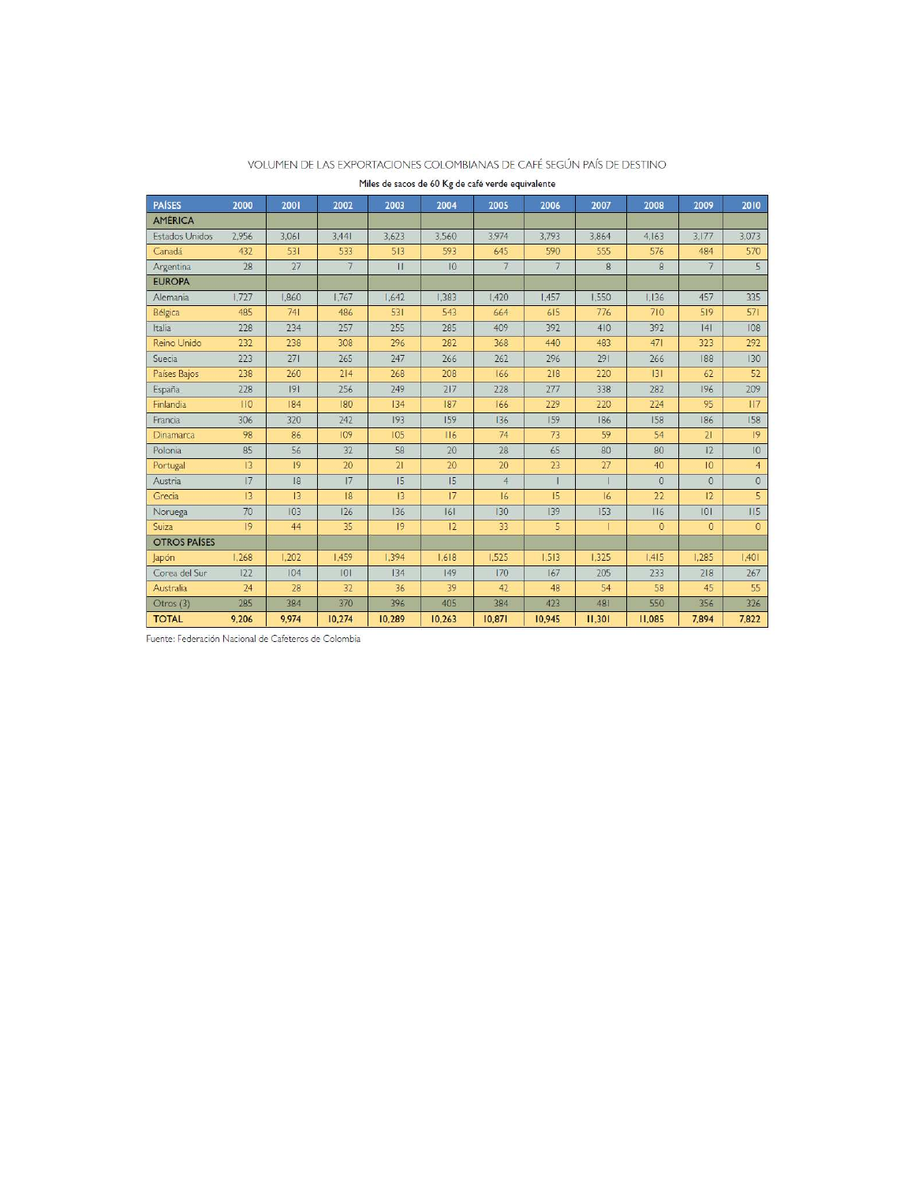VOLUMEN DE LAS EXPORTACIONES COLOMBIANAS DE CAFÉ SEGÚN PAÍS DE DESTINO

**Miles de sacos de 60 Kg de café verde equivalente**

| PAÍSES | 2000 | 2001 | 2002 | 2003 | 2004 | 2005 | 2006 | 2007 | 2008 | 2009 | 2010 |
|---|---|---|---|---|---|---|---|---|---|---|---|
| **AMÉRICA** | | | | | | | | | | | |
| Estados Unidos | 2,956 | 3,061 | 3,441 | 3,623 | 3,560 | 3,974 | 3,793 | 3,864 | 4,163 | 3,177 | 3,073 |
| Canadá | 432 | 531 | 533 | 513 | 593 | 645 | 590 | 555 | 576 | 484 | 570 |
| Argentina | 28 | 27 | 7 | 11 | 10 | 7 | 7 | 8 | 8 | 7 | 5 |
| **EUROPA** | | | | | | | | | | | |
| Alemania | 1,727 | 1,860 | 1,767 | 1,642 | 1,383 | 1,420 | 1,457 | 1,550 | 1,136 | 457 | 335 |
| Bélgica | 485 | 741 | 486 | 531 | 543 | 664 | 615 | 776 | 710 | 519 | 571 |
| Italia | 228 | 234 | 257 | 255 | 285 | 409 | 392 | 410 | 392 | 141 | 108 |
| Reino Unido | 232 | 238 | 308 | 296 | 282 | 368 | 440 | 483 | 471 | 323 | 292 |
| Suecia | 223 | 271 | 265 | 247 | 266 | 262 | 296 | 291 | 266 | 188 | 130 |
| Países Bajos | 238 | 260 | 214 | 268 | 208 | 166 | 218 | 220 | 131 | 62 | 52 |
| España | 228 | 191 | 256 | 249 | 217 | 228 | 277 | 338 | 282 | 196 | 209 |
| Finlandia | 110 | 184 | 180 | 134 | 187 | 166 | 229 | 220 | 224 | 95 | 117 |
| Francia | 306 | 320 | 242 | 193 | 159 | 136 | 159 | 186 | 158 | 186 | 158 |
| Dinamarca | 98 | 86 | 109 | 105 | 116 | 74 | 73 | 59 | 54 | 21 | 19 |
| Polonia | 85 | 56 | 32 | 58 | 20 | 28 | 65 | 80 | 80 | 12 | 10 |
| Portugal | 13 | 19 | 20 | 21 | 20 | 20 | 23 | 27 | 40 | 10 | 4 |
| Austria | 17 | 18 | 17 | 15 | 15 | 4 | 1 | 1 | 0 | 0 | 0 |
| Grecia | 13 | 13 | 18 | 13 | 17 | 16 | 15 | 16 | 22 | 12 | 5 |
| Noruega | 70 | 103 | 126 | 136 | 161 | 130 | 139 | 153 | 116 | 101 | 115 |
| Suiza | 19 | 44 | 35 | 19 | 12 | 33 | 5 | 1 | 0 | 0 | 0 |
| **OTROS PAÍSES** | | | | | | | | | | | |
| Japón | 1,268 | 1,202 | 1,459 | 1,394 | 1,618 | 1,525 | 1,513 | 1,325 | 1,415 | 1,285 | 1,401 |
| Corea del Sur | 122 | 104 | 101 | 134 | 149 | 170 | 167 | 205 | 233 | 218 | 267 |
| Australia | 24 | 28 | 32 | 36 | 39 | 42 | 48 | 54 | 58 | 45 | 55 |
| Otros (3) | 285 | 384 | 370 | 396 | 405 | 384 | 423 | 481 | 550 | 356 | 326 |
| **TOTAL** | **9,206** | **9,974** | **10,274** | **10,289** | **10,263** | **10,871** | **10,945** | **11,301** | **11,085** | **7,894** | **7,822** |

Fuente: Federación Nacional de Cafeteros de Colombia